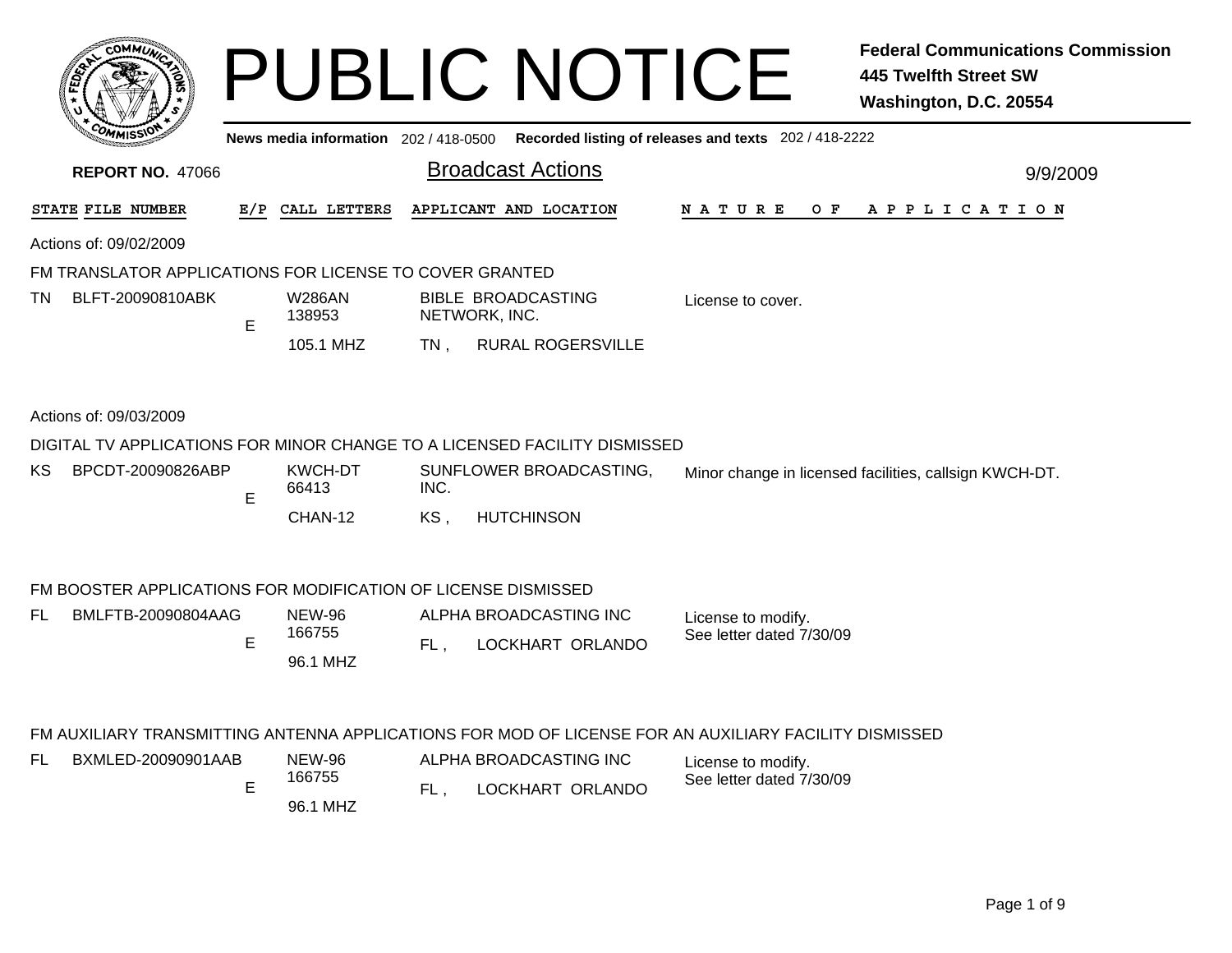# PUBLIC NOTICE

**Federal Communications Commission**
**445 Twelfth Street SW**
**Washington, D.C. 20554**

**News media information** 202 / 418-0500 **Recorded listing of releases and texts** 202 / 418-2222

**REPORT NO.** 47066

## Broadcast Actions

9/9/2009

| STATE | FILE NUMBER | E/P | CALL LETTERS | APPLICANT AND LOCATION | NATURE OF APPLICATION |
|---|---|---|---|---|---|

Actions of: 09/02/2009

### FM TRANSLATOR APPLICATIONS FOR LICENSE TO COVER GRANTED

| STATE | FILE NUMBER | E/P | CALL LETTERS | APPLICANT AND LOCATION | NATURE OF APPLICATION |
|---|---|---|---|---|---|
| TN | BLFT-20090810ABK | E | W286AN 138953 105.1 MHZ | BIBLE BROADCASTING NETWORK, INC. TN , RURAL ROGERSVILLE | License to cover. |

Actions of: 09/03/2009

### DIGITAL TV APPLICATIONS FOR MINOR CHANGE TO A LICENSED FACILITY DISMISSED

| STATE | FILE NUMBER | E/P | CALL LETTERS | APPLICANT AND LOCATION | NATURE OF APPLICATION |
|---|---|---|---|---|---|
| KS | BPCDT-20090826ABP | E | KWCH-DT 66413 CHAN-12 | SUNFLOWER BROADCASTING, INC. KS , HUTCHINSON | Minor change in licensed facilities, callsign KWCH-DT. |

### FM BOOSTER APPLICATIONS FOR MODIFICATION OF LICENSE DISMISSED

| STATE | FILE NUMBER | E/P | CALL LETTERS | APPLICANT AND LOCATION | NATURE OF APPLICATION |
|---|---|---|---|---|---|
| FL | BMLFTB-20090804AAG | E | NEW-96 166755 96.1 MHZ | ALPHA BROADCASTING INC FL , LOCKHART ORLANDO | License to modify. See letter dated 7/30/09 |

### FM AUXILIARY TRANSMITTING ANTENNA APPLICATIONS FOR MOD OF LICENSE FOR AN AUXILIARY FACILITY DISMISSED

| STATE | FILE NUMBER | E/P | CALL LETTERS | APPLICANT AND LOCATION | NATURE OF APPLICATION |
|---|---|---|---|---|---|
| FL | BXMLED-20090901AAB | E | NEW-96 166755 96.1 MHZ | ALPHA BROADCASTING INC FL , LOCKHART ORLANDO | License to modify. See letter dated 7/30/09 |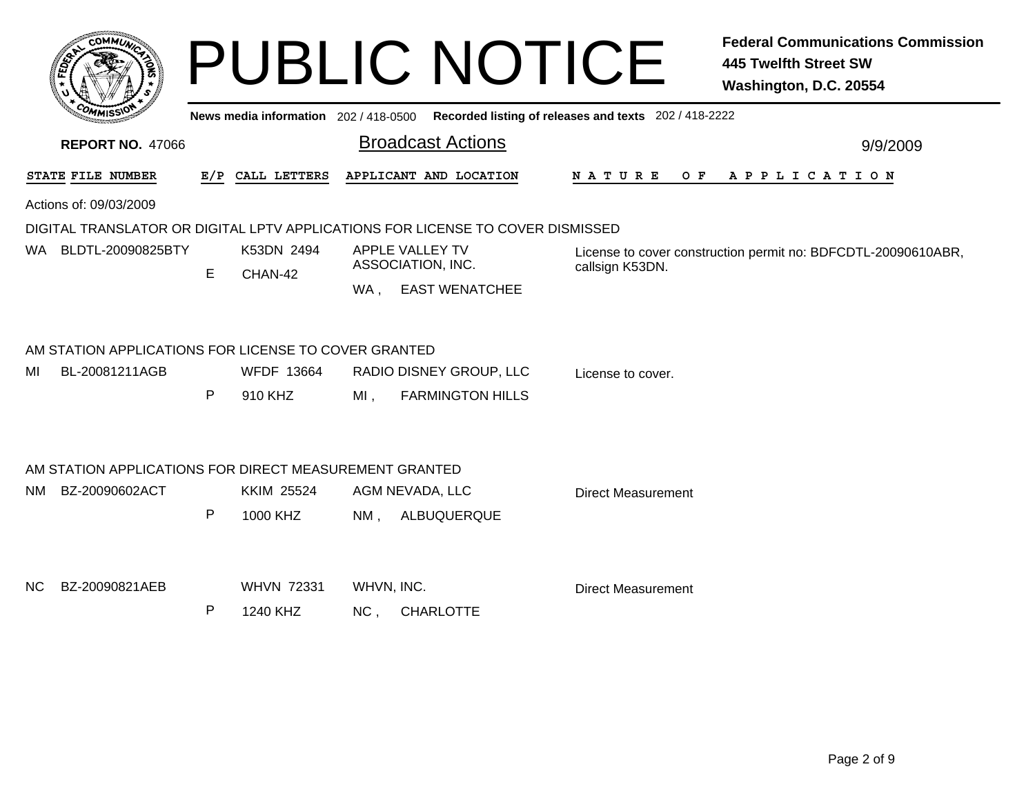# PUBLIC NOTICE

**Federal Communications Commission**
**445 Twelfth Street SW**
**Washington, D.C. 20554**

**News media information** 202 / 418-0500 **Recorded listing of releases and texts** 202 / 418-2222

**REPORT NO.** 47066

## Broadcast Actions

9/9/2009

| STATE | FILE NUMBER | E/P | CALL LETTERS | APPLICANT AND LOCATION | NATURE OF APPLICATION |
|---|---|---|---|---|---|

Actions of: 09/03/2009

### DIGITAL TRANSLATOR OR DIGITAL LPTV APPLICATIONS FOR LICENSE TO COVER DISMISSED

| STATE | FILE NUMBER | E/P | CALL LETTERS | APPLICANT AND LOCATION | NATURE OF APPLICATION |
|---|---|---|---|---|---|
| WA | BLDTL-20090825BTY | E | K53DN 2494 CHAN-42 | APPLE VALLEY TV ASSOCIATION, INC. WA , EAST WENATCHEE | License to cover construction permit no: BDFCDTL-20090610ABR, callsign K53DN. |

### AM STATION APPLICATIONS FOR LICENSE TO COVER GRANTED

| STATE | FILE NUMBER | E/P | CALL LETTERS | APPLICANT AND LOCATION | NATURE OF APPLICATION |
|---|---|---|---|---|---|
| MI | BL-20081211AGB | P | WFDF 13664 910 KHZ | RADIO DISNEY GROUP, LLC MI , FARMINGTON HILLS | License to cover. |

### AM STATION APPLICATIONS FOR DIRECT MEASUREMENT GRANTED

| STATE | FILE NUMBER | E/P | CALL LETTERS | APPLICANT AND LOCATION | NATURE OF APPLICATION |
|---|---|---|---|---|---|
| NM | BZ-20090602ACT | P | KKIM 25524 1000 KHZ | AGM NEVADA, LLC NM , ALBUQUERQUE | Direct Measurement |
| NC | BZ-20090821AEB | P | WHVN 72331 1240 KHZ | WHVN, INC. NC , CHARLOTTE | Direct Measurement |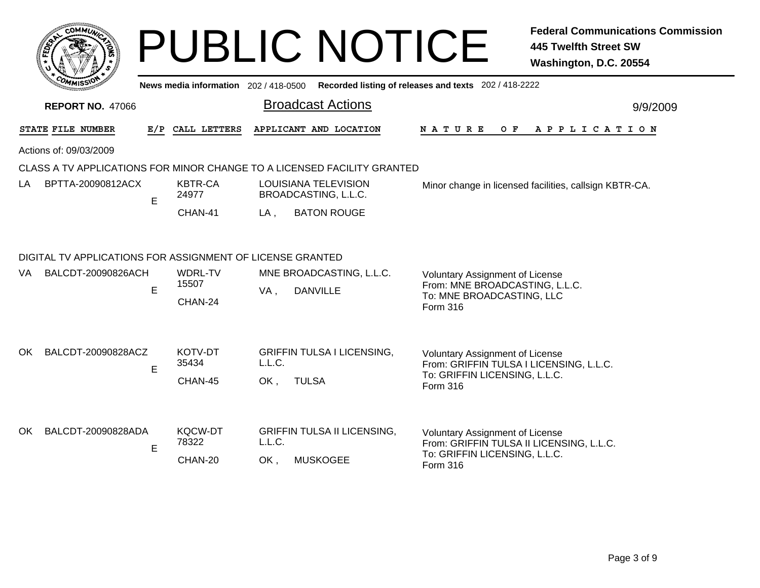# PUBLIC NOTICE

**Federal Communications Commission**
**445 Twelfth Street SW**
**Washington, D.C. 20554**

News media information 202 / 418-0500 Recorded listing of releases and texts 202 / 418-2222

**REPORT NO.** 47066

## Broadcast Actions

9/9/2009

Actions of: 09/03/2009

### CLASS A TV APPLICATIONS FOR MINOR CHANGE TO A LICENSED FACILITY GRANTED

| STATE | FILE NUMBER | E/P | CALL LETTERS | APPLICANT AND LOCATION | NATURE OF APPLICATION |
|---|---|---|---|---|---|
| LA | BPTTA-20090812ACX | E | KBTR-CA 24977 CHAN-41 | LOUISIANA TELEVISION BROADCASTING, L.L.C. LA , BATON ROUGE | Minor change in licensed facilities, callsign KBTR-CA. |

### DIGITAL TV APPLICATIONS FOR ASSIGNMENT OF LICENSE GRANTED

| STATE | FILE NUMBER | E/P | CALL LETTERS | APPLICANT AND LOCATION | NATURE OF APPLICATION |
|---|---|---|---|---|---|
| VA | BALCDT-20090826ACH | E | WDRL-TV 15507 CHAN-24 | MNE BROADCASTING, L.L.C. VA , DANVILLE | Voluntary Assignment of License From: MNE BROADCASTING, L.L.C. To: MNE BROADCASTING, LLC Form 316 |
| OK | BALCDT-20090828ACZ | E | KOTV-DT 35434 CHAN-45 | GRIFFIN TULSA I LICENSING, L.L.C. OK , TULSA | Voluntary Assignment of License From: GRIFFIN TULSA I LICENSING, L.L.C. To: GRIFFIN LICENSING, L.L.C. Form 316 |
| OK | BALCDT-20090828ADA | E | KQCW-DT 78322 CHAN-20 | GRIFFIN TULSA II LICENSING, L.L.C. OK , MUSKOGEE | Voluntary Assignment of License From: GRIFFIN TULSA II LICENSING, L.L.C. To: GRIFFIN LICENSING, L.L.C. Form 316 |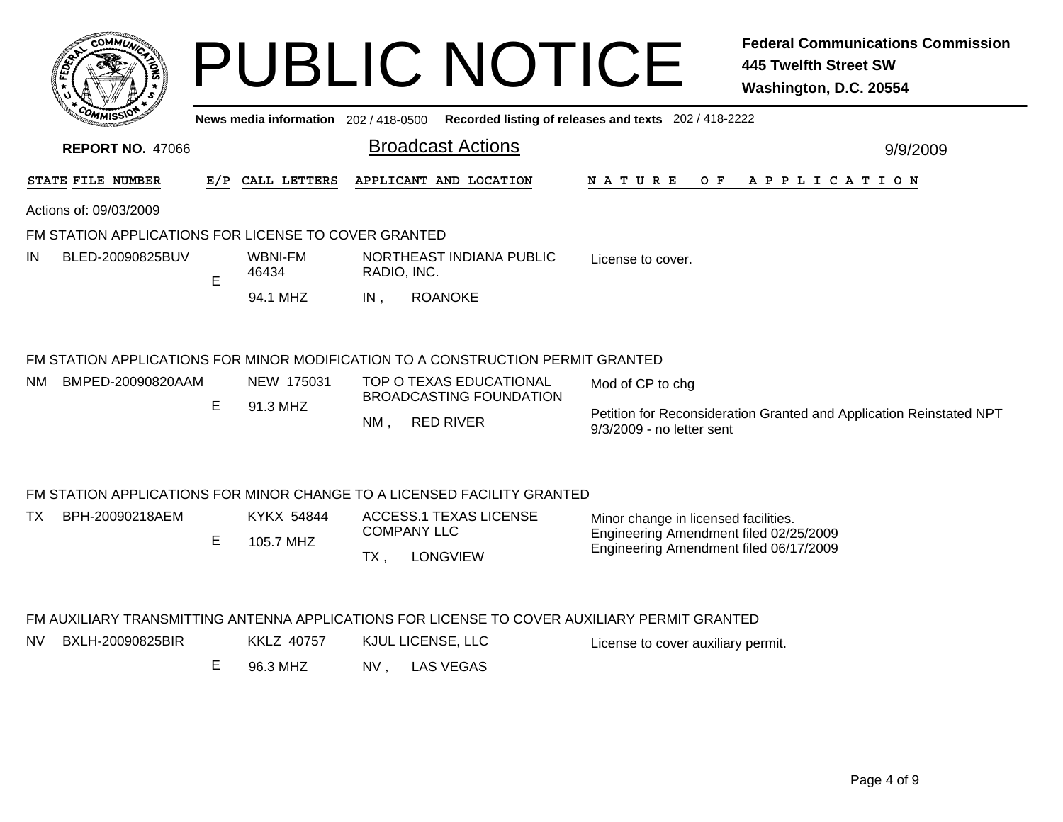# PUBLIC NOTICE

**Federal Communications Commission**
**445 Twelfth Street SW**
**Washington, D.C. 20554**

News media information 202 / 418-0500 Recorded listing of releases and texts 202 / 418-2222

**REPORT NO.** 47066

## Broadcast Actions

9/9/2009

Actions of: 09/03/2009

### FM STATION APPLICATIONS FOR LICENSE TO COVER GRANTED

| STATE | FILE NUMBER | E/P | CALL LETTERS | APPLICANT AND LOCATION | NATURE OF APPLICATION |
|---|---|---|---|---|---|
| IN | BLED-20090825BUV | E | WBNI-FM 46434 94.1 MHZ | NORTHEAST INDIANA PUBLIC RADIO, INC. IN , ROANOKE | License to cover. |

### FM STATION APPLICATIONS FOR MINOR MODIFICATION TO A CONSTRUCTION PERMIT GRANTED

| STATE | FILE NUMBER | E/P | CALL LETTERS | APPLICANT AND LOCATION | NATURE OF APPLICATION |
|---|---|---|---|---|---|
| NM | BMPED-20090820AAM | E | NEW 175031 91.3 MHZ | TOP O TEXAS EDUCATIONAL BROADCASTING FOUNDATION NM , RED RIVER | Mod of CP to chg<br>Petition for Reconsideration Granted and Application Reinstated NPT 9/3/2009 - no letter sent |

### FM STATION APPLICATIONS FOR MINOR CHANGE TO A LICENSED FACILITY GRANTED

| STATE | FILE NUMBER | E/P | CALL LETTERS | APPLICANT AND LOCATION | NATURE OF APPLICATION |
|---|---|---|---|---|---|
| TX | BPH-20090218AEM | E | KYKX 54844 105.7 MHZ | ACCESS.1 TEXAS LICENSE COMPANY LLC TX , LONGVIEW | Minor change in licensed facilities.<br>Engineering Amendment filed 02/25/2009<br>Engineering Amendment filed 06/17/2009 |

### FM AUXILIARY TRANSMITTING ANTENNA APPLICATIONS FOR LICENSE TO COVER AUXILIARY PERMIT GRANTED

| STATE | FILE NUMBER | E/P | CALL LETTERS | APPLICANT AND LOCATION | NATURE OF APPLICATION |
|---|---|---|---|---|---|
| NV | BXLH-20090825BIR | E | KKLZ 40757 96.3 MHZ | KJUL LICENSE, LLC NV , LAS VEGAS | License to cover auxiliary permit. |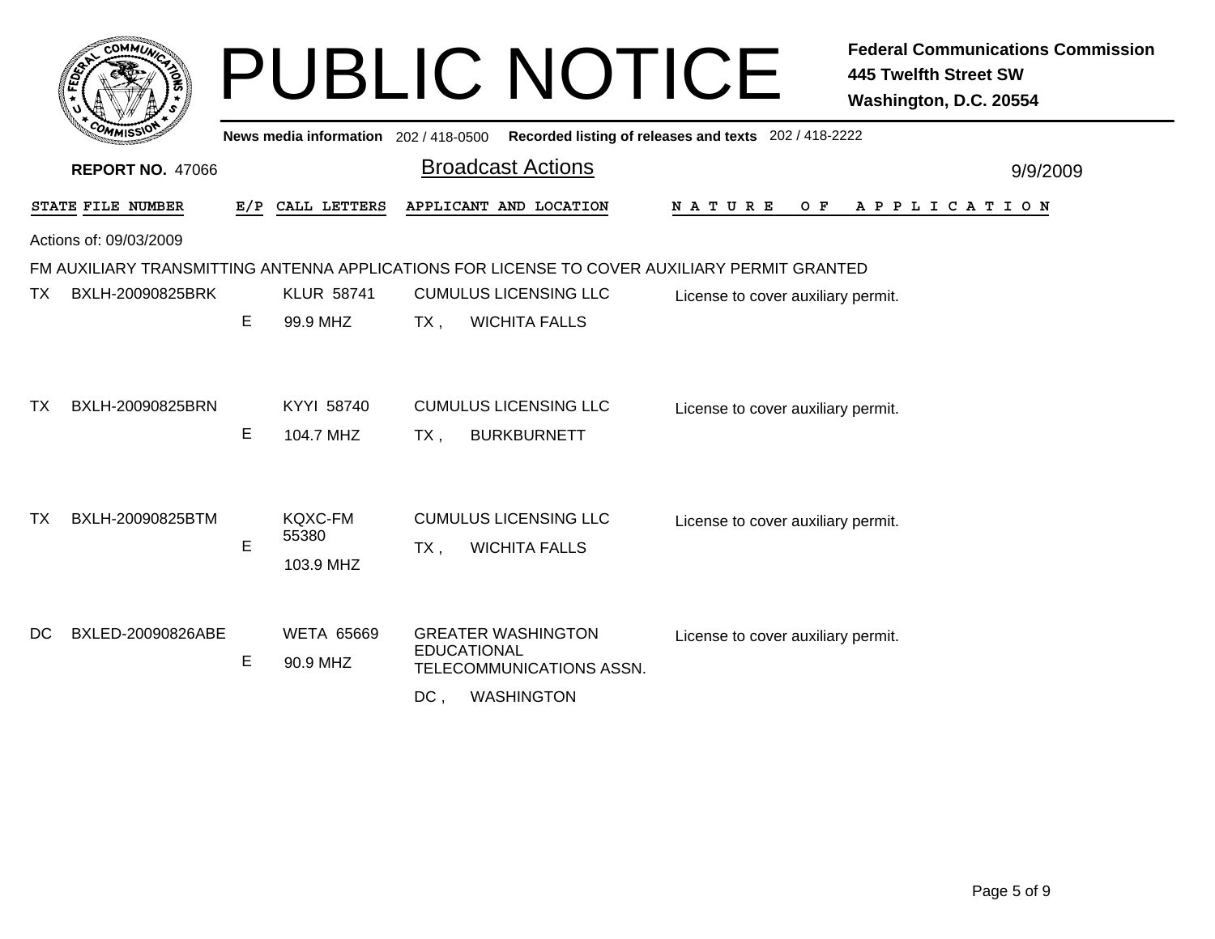# PUBLIC NOTICE

**Federal Communications Commission**
**445 Twelfth Street SW**
**Washington, D.C. 20554**

**News media information** 202 / 418-0500 **Recorded listing of releases and texts** 202 / 418-2222

**REPORT NO.** 47066

## Broadcast Actions

9/9/2009

Actions of: 09/03/2009

FM AUXILIARY TRANSMITTING ANTENNA APPLICATIONS FOR LICENSE TO COVER AUXILIARY PERMIT GRANTED

| STATE | FILE NUMBER | E/P | CALL LETTERS | APPLICANT AND LOCATION | NATURE OF APPLICATION |
| --- | --- | --- | --- | --- | --- |
| TX | BXLH-20090825BRK | E | KLUR 58741<br>99.9 MHZ | CUMULUS LICENSING LLC<br>TX , WICHITA FALLS | License to cover auxiliary permit. |
| TX | BXLH-20090825BRN | E | KYYI 58740<br>104.7 MHZ | CUMULUS LICENSING LLC<br>TX , BURKBURNETT | License to cover auxiliary permit. |
| TX | BXLH-20090825BTM | E | KQXC-FM 55380<br>103.9 MHZ | CUMULUS LICENSING LLC<br>TX , WICHITA FALLS | License to cover auxiliary permit. |
| DC | BXLED-20090826ABE | E | WETA 65669<br>90.9 MHZ | GREATER WASHINGTON EDUCATIONAL TELECOMMUNICATIONS ASSN.<br>DC , WASHINGTON | License to cover auxiliary permit. |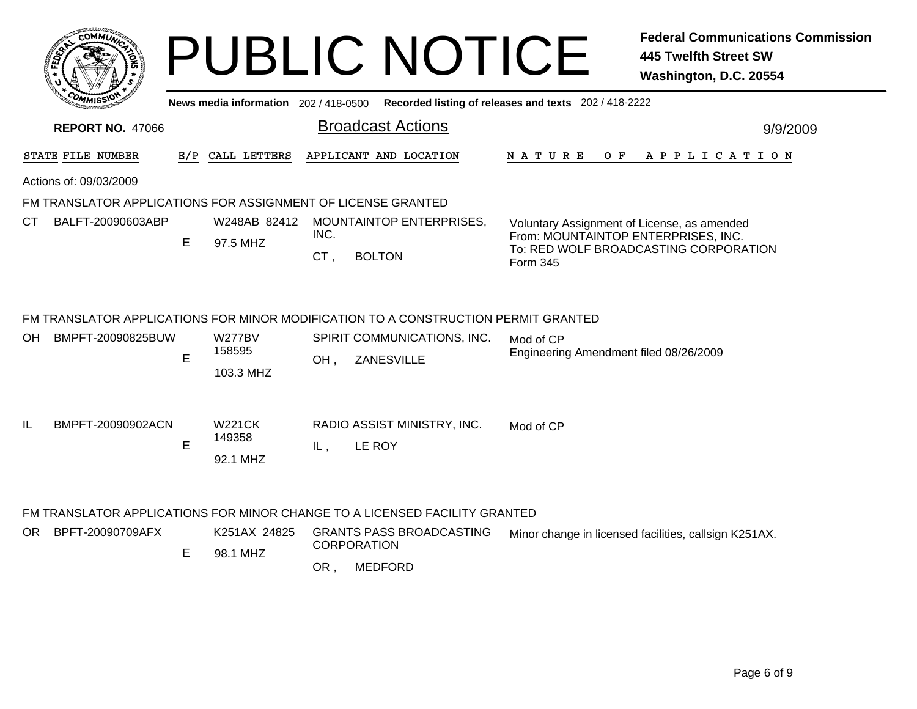# PUBLIC NOTICE

**Federal Communications Commission**
**445 Twelfth Street SW**
**Washington, D.C. 20554**

**News media information** 202 / 418-0500 **Recorded listing of releases and texts** 202 / 418-2222

**REPORT NO.** 47066

## Broadcast Actions

9/9/2009

| STATE | FILE NUMBER | E/P | CALL LETTERS | APPLICANT AND LOCATION | NATURE OF APPLICATION |
|---|---|---|---|---|---|

Actions of: 09/03/2009

### FM TRANSLATOR APPLICATIONS FOR ASSIGNMENT OF LICENSE GRANTED

| STATE | FILE NUMBER | E/P | CALL LETTERS | APPLICANT AND LOCATION | NATURE OF APPLICATION |
|---|---|---|---|---|---|
| CT | BALFT-20090603ABP | E | W248AB 82412 97.5 MHZ | MOUNTAINTOP ENTERPRISES, INC. CT , BOLTON | Voluntary Assignment of License, as amended From: MOUNTAINTOP ENTERPRISES, INC. To: RED WOLF BROADCASTING CORPORATION Form 345 |

### FM TRANSLATOR APPLICATIONS FOR MINOR MODIFICATION TO A CONSTRUCTION PERMIT GRANTED

| STATE | FILE NUMBER | E/P | CALL LETTERS | APPLICANT AND LOCATION | NATURE OF APPLICATION |
|---|---|---|---|---|---|
| OH | BMPFT-20090825BUW | E | W277BV 158595 103.3 MHZ | SPIRIT COMMUNICATIONS, INC. OH , ZANESVILLE | Mod of CP Engineering Amendment filed 08/26/2009 |
| IL | BMPFT-20090902ACN | E | W221CK 149358 92.1 MHZ | RADIO ASSIST MINISTRY, INC. IL , LE ROY | Mod of CP |

### FM TRANSLATOR APPLICATIONS FOR MINOR CHANGE TO A LICENSED FACILITY GRANTED

| STATE | FILE NUMBER | E/P | CALL LETTERS | APPLICANT AND LOCATION | NATURE OF APPLICATION |
|---|---|---|---|---|---|
| OR | BPFT-20090709AFX | E | K251AX 24825 98.1 MHZ | GRANTS PASS BROADCASTING CORPORATION OR , MEDFORD | Minor change in licensed facilities, callsign K251AX. |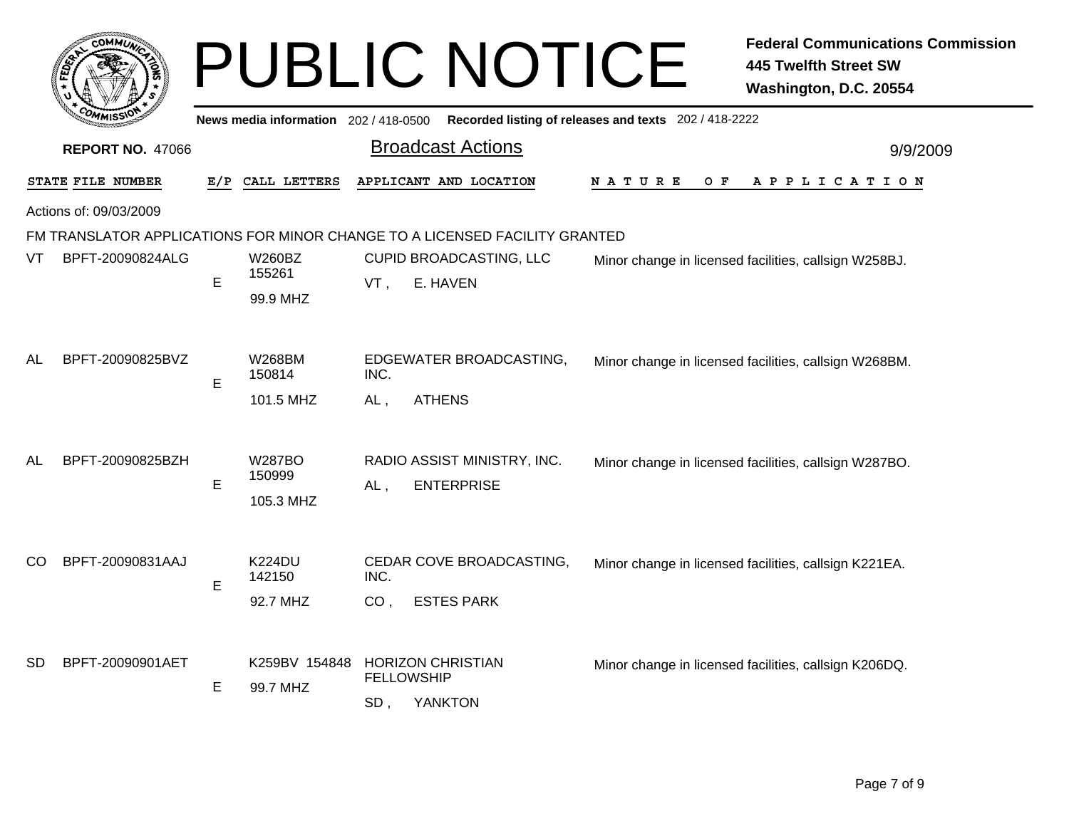# PUBLIC NOTICE

**Federal Communications Commission**
**445 Twelfth Street SW**
**Washington, D.C. 20554**

News media information 202 / 418-0500 Recorded listing of releases and texts 202 / 418-2222

**REPORT NO.** 47066

## Broadcast Actions

9/9/2009

Actions of: 09/03/2009

FM TRANSLATOR APPLICATIONS FOR MINOR CHANGE TO A LICENSED FACILITY GRANTED

| STATE | FILE NUMBER | E/P | CALL LETTERS | APPLICANT AND LOCATION | NATURE OF APPLICATION |
|---|---|---|---|---|---|
| VT | BPFT-20090824ALG | E | W260BZ 155261 99.9 MHZ | CUPID BROADCASTING, LLC VT , E. HAVEN | Minor change in licensed facilities, callsign W258BJ. |
| AL | BPFT-20090825BVZ | E | W268BM 150814 101.5 MHZ | EDGEWATER BROADCASTING, INC. AL , ATHENS | Minor change in licensed facilities, callsign W268BM. |
| AL | BPFT-20090825BZH | E | W287BO 150999 105.3 MHZ | RADIO ASSIST MINISTRY, INC. AL , ENTERPRISE | Minor change in licensed facilities, callsign W287BO. |
| CO | BPFT-20090831AAJ | E | K224DU 142150 92.7 MHZ | CEDAR COVE BROADCASTING, INC. CO , ESTES PARK | Minor change in licensed facilities, callsign K221EA. |
| SD | BPFT-20090901AET | E | K259BV 154848 99.7 MHZ | HORIZON CHRISTIAN FELLOWSHIP SD , YANKTON | Minor change in licensed facilities, callsign K206DQ. |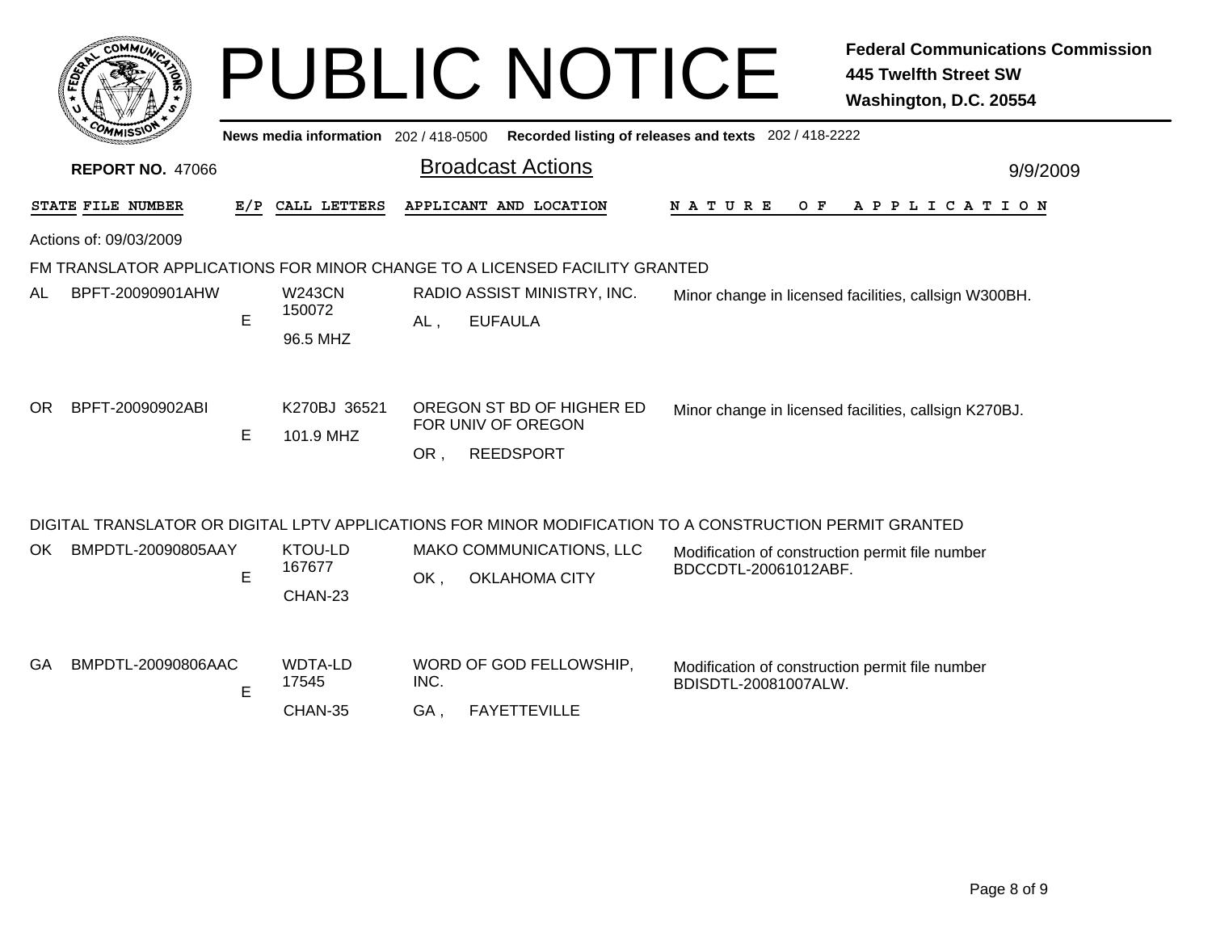# PUBLIC NOTICE

**Federal Communications Commission**
**445 Twelfth Street SW**
**Washington, D.C. 20554**

News media information 202 / 418-0500 Recorded listing of releases and texts 202 / 418-2222

**REPORT NO.** 47066

## Broadcast Actions

9/9/2009

| STATE | FILE NUMBER | E/P | CALL LETTERS | APPLICANT AND LOCATION | NATURE OF APPLICATION |
|---|---|---|---|---|---|

Actions of: 09/03/2009

### FM TRANSLATOR APPLICATIONS FOR MINOR CHANGE TO A LICENSED FACILITY GRANTED

| STATE | FILE NUMBER | E/P | CALL LETTERS | APPLICANT AND LOCATION | NATURE OF APPLICATION |
|---|---|---|---|---|---|
| AL | BPFT-20090901AHW | E | W243CN 150072 96.5 MHZ | RADIO ASSIST MINISTRY, INC. AL , EUFAULA | Minor change in licensed facilities, callsign W300BH. |
| OR | BPFT-20090902ABI | E | K270BJ 36521 101.9 MHZ | OREGON ST BD OF HIGHER ED FOR UNIV OF OREGON OR , REEDSPORT | Minor change in licensed facilities, callsign K270BJ. |

### DIGITAL TRANSLATOR OR DIGITAL LPTV APPLICATIONS FOR MINOR MODIFICATION TO A CONSTRUCTION PERMIT GRANTED

| STATE | FILE NUMBER | E/P | CALL LETTERS | APPLICANT AND LOCATION | NATURE OF APPLICATION |
|---|---|---|---|---|---|
| OK | BMPDTL-20090805AAY | E | KTOU-LD 167677 CHAN-23 | MAKO COMMUNICATIONS, LLC OK , OKLAHOMA CITY | Modification of construction permit file number BDCCDTL-20061012ABF. |
| GA | BMPDTL-20090806AAC | E | WDTA-LD 17545 CHAN-35 | WORD OF GOD FELLOWSHIP, INC. GA , FAYETTEVILLE | Modification of construction permit file number BDISDTL-20081007ALW. |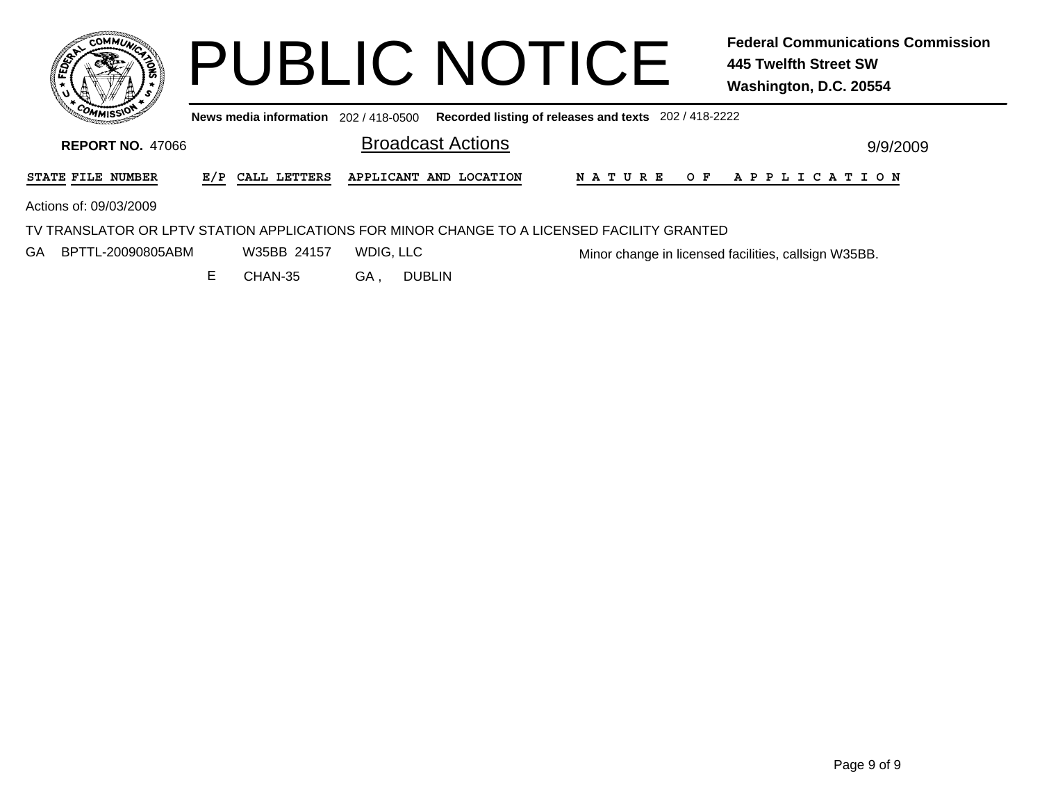# PUBLIC NOTICE

**Federal Communications Commission**
**445 Twelfth Street SW**
**Washington, D.C. 20554**

**News media information** 202 / 418-0500 **Recorded listing of releases and texts** 202 / 418-2222

**REPORT NO.** 47066

## Broadcast Actions

9/9/2009

| STATE | FILE NUMBER | E/P | CALL LETTERS | APPLICANT AND LOCATION | NATURE OF APPLICATION |
|---|---|---|---|---|---|
| Actions of: 09/03/2009 | | | | | |
| TV TRANSLATOR OR LPTV STATION APPLICATIONS FOR MINOR CHANGE TO A LICENSED FACILITY GRANTED | | | | | |
| GA | BPTTL-20090805ABM | E | W35BB 24157 CHAN-35 | WDIG, LLC GA , DUBLIN | Minor change in licensed facilities, callsign W35BB. |